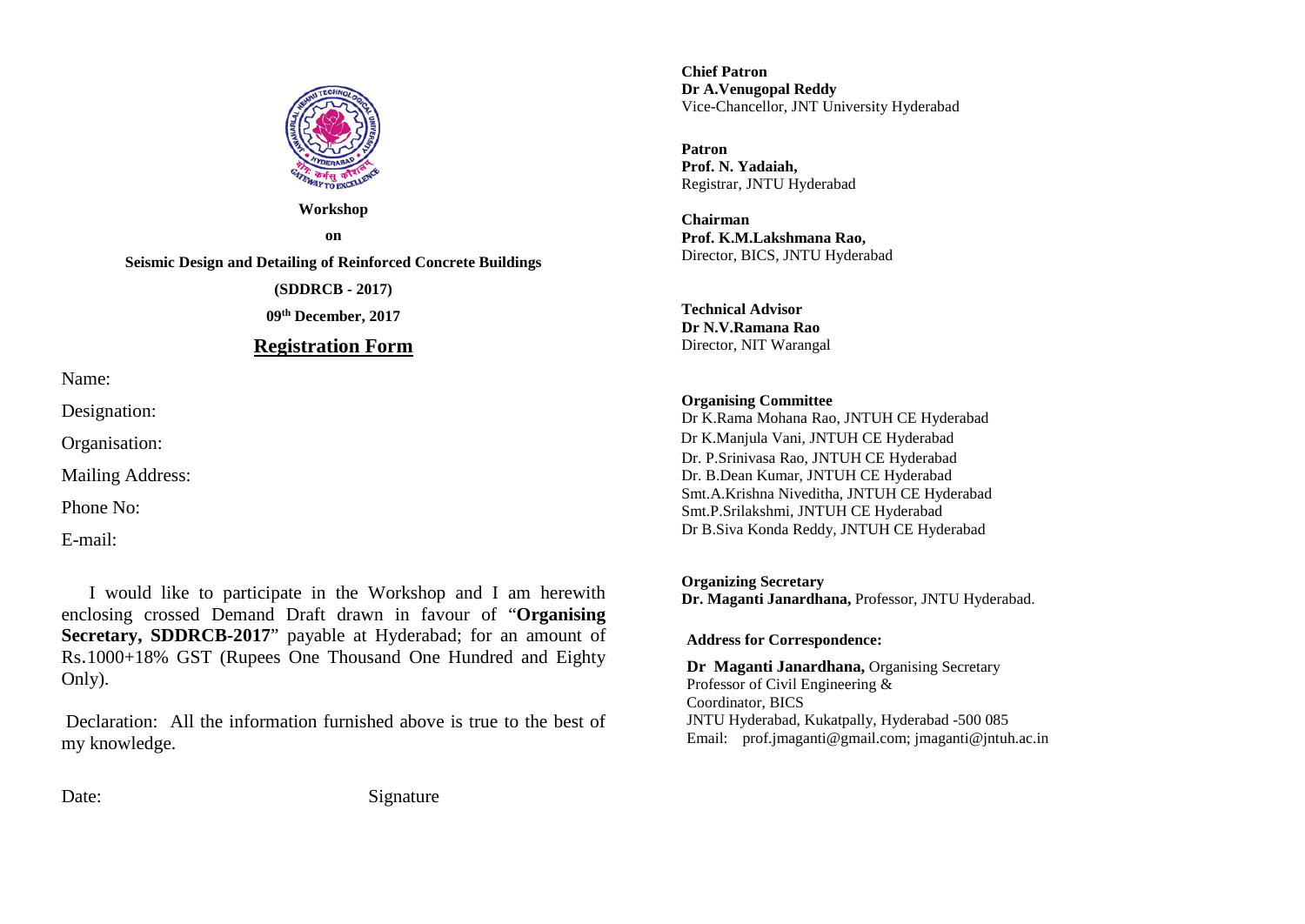**Workshop**

**on**

**Seismic Design and Detailing of Reinforced Concrete Buildings**

**(SDDRCB - 2017)**

**09th December, 2017**

## Registration Form

Name:

Designation:

Organisation:

Mailing Address:

Phone No:

E-mail:

I would like to participate in the Workshop and I am herewith enclosing crossed Demand Draft drawn in favour of "**Organising Secretary, SDDRCB-2017**" payable at Hyderabad; for an amount of Rs.1000+18% GST (Rupees One Thousand One Hundred and Eighty Only).

Declaration: All the information furnished above is true to the best of my knowledge.

Date: Signature

**Chief Patron**
**Dr A.Venugopal Reddy**
Vice-Chancellor, JNT University Hyderabad

**Patron**
**Prof. N. Yadaiah,**
Registrar, JNTU Hyderabad

**Chairman**
**Prof. K.M.Lakshmana Rao,**
Director, BICS, JNTU Hyderabad

**Technical Advisor**
**Dr N.V.Ramana Rao**
Director, NIT Warangal

**Organising Committee**
Dr K.Rama Mohana Rao, JNTUH CE Hyderabad
Dr K.Manjula Vani, JNTUH CE Hyderabad
Dr. P.Srinivasa Rao, JNTUH CE Hyderabad
Dr. B.Dean Kumar, JNTUH CE Hyderabad
Smt.A.Krishna Niveditha, JNTUH CE Hyderabad
Smt.P.Srilakshmi, JNTUH CE Hyderabad
Dr B.Siva Konda Reddy, JNTUH CE Hyderabad

**Organizing Secretary**
**Dr. Maganti Janardhana,** Professor, JNTU Hyderabad.

**Address for Correspondence:**

**Dr Maganti Janardhana,** Organising Secretary
Professor of Civil Engineering &
Coordinator, BICS
JNTU Hyderabad, Kukatpally, Hyderabad -500 085
Email: prof.jmaganti@gmail.com; jmaganti@jntuh.ac.in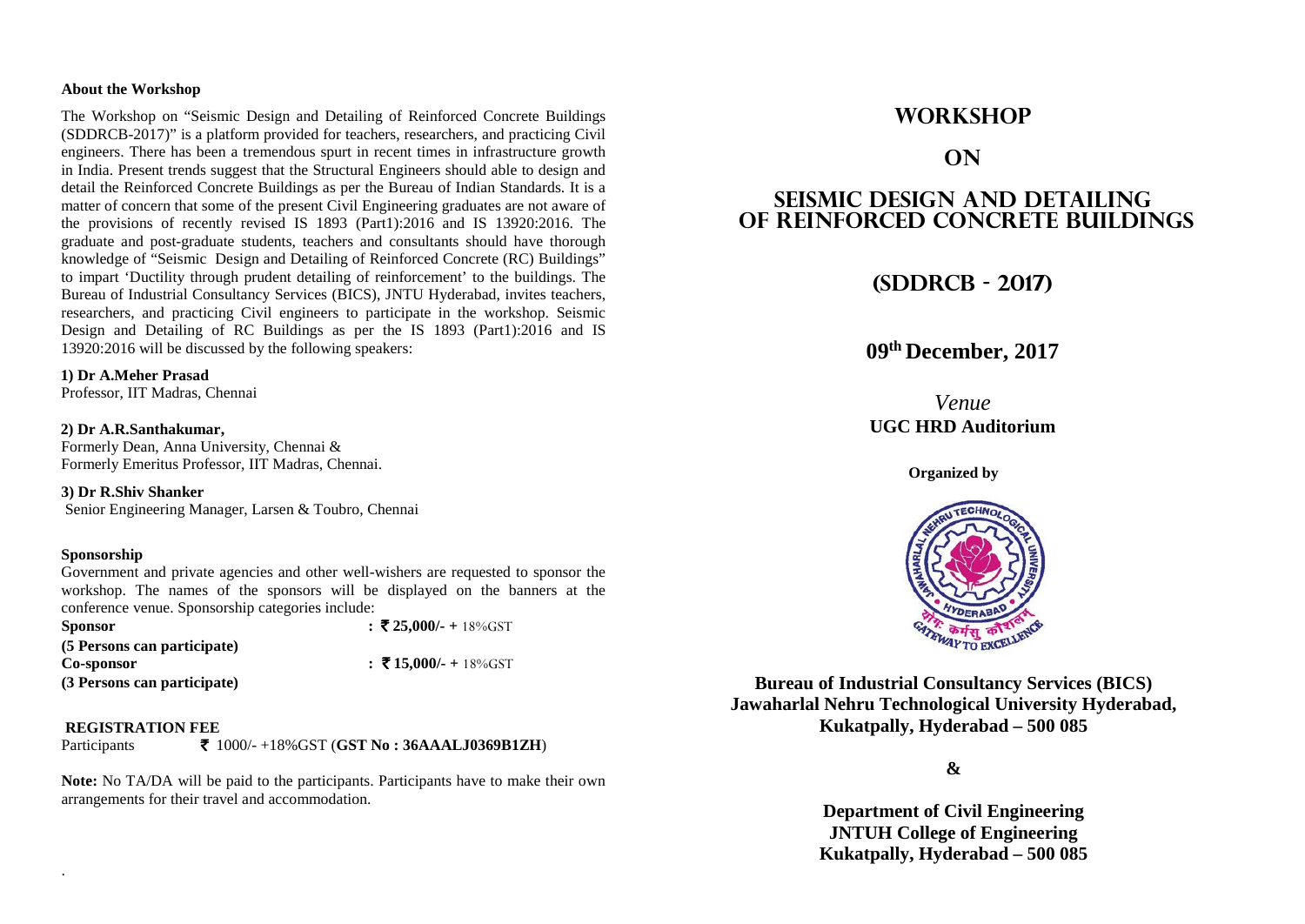## About the Workshop

The Workshop on "Seismic Design and Detailing of Reinforced Concrete Buildings (SDDRCB-2017)" is a platform provided for teachers, researchers, and practicing Civil engineers. There has been a tremendous spurt in recent times in infrastructure growth in India. Present trends suggest that the Structural Engineers should able to design and detail the Reinforced Concrete Buildings as per the Bureau of Indian Standards. It is a matter of concern that some of the present Civil Engineering graduates are not aware of the provisions of recently revised IS 1893 (Part1):2016 and IS 13920:2016. The graduate and post-graduate students, teachers and consultants should have thorough knowledge of "Seismic Design and Detailing of Reinforced Concrete (RC) Buildings" to impart 'Ductility through prudent detailing of reinforcement' to the buildings. The Bureau of Industrial Consultancy Services (BICS), JNTU Hyderabad, invites teachers, researchers, and practicing Civil engineers to participate in the workshop. Seismic Design and Detailing of RC Buildings as per the IS 1893 (Part1):2016 and IS 13920:2016 will be discussed by the following speakers:

**1) Dr A.Meher Prasad**
Professor, IIT Madras, Chennai

**2) Dr A.R.Santhakumar,**
Formerly Dean, Anna University, Chennai &
Formerly Emeritus Professor, IIT Madras, Chennai.

**3) Dr R.Shiv Shanker**
Senior Engineering Manager, Larsen & Toubro, Chennai

## Sponsorship

Government and private agencies and other well-wishers are requested to sponsor the workshop. The names of the sponsors will be displayed on the banners at the conference venue. Sponsorship categories include:

**Sponsor** : **₹ 25,000/- +** 18%GST
**(5 Persons can participate)**
**Co-sponsor** : **₹ 15,000/- +** 18%GST
**(3 Persons can participate)**

## REGISTRATION FEE

Participants ₹ 1000/- +18%GST (**GST No : 36AAALJ0369B1ZH**)

**Note:** No TA/DA will be paid to the participants. Participants have to make their own arrangements for their travel and accommodation.

# WORKSHOP

# ON

# SEISMIC DESIGN AND DETAILING OF REINFORCED CONCRETE BUILDINGS

# (SDDRCB - 2017)

## 09th December, 2017

*Venue*
**UGC HRD Auditorium**

**Organized by**

**Bureau of Industrial Consultancy Services (BICS)**
**Jawaharlal Nehru Technological University Hyderabad,**
**Kukatpally, Hyderabad – 500 085**

**&**

**Department of Civil Engineering**
**JNTUH College of Engineering**
**Kukatpally, Hyderabad – 500 085**